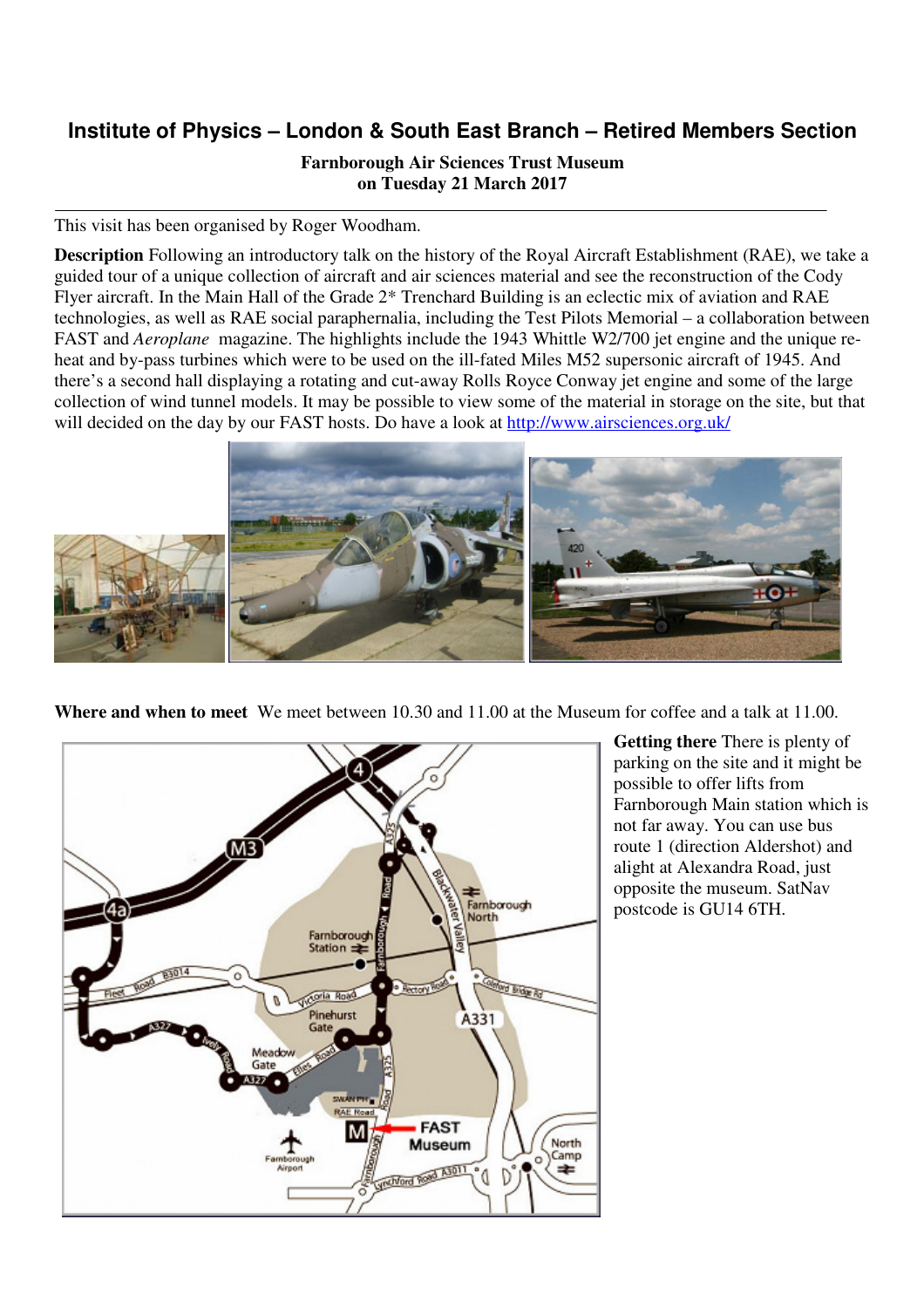# Institute of Physics – London & South East Branch – Retired Members Section

**Farnborough Air Sciences Trust Museum**
**on Tuesday 21 March 2017**

---

This visit has been organised by Roger Woodham.

**Description** Following an introductory talk on the history of the Royal Aircraft Establishment (RAE), we take a guided tour of a unique collection of aircraft and air sciences material and see the reconstruction of the Cody Flyer aircraft. In the Main Hall of the Grade 2* Trenchard Building is an eclectic mix of aviation and RAE technologies, as well as RAE social paraphernalia, including the Test Pilots Memorial – a collaboration between FAST and *Aeroplane* magazine. The highlights include the 1943 Whittle W2/700 jet engine and the unique re-heat and by-pass turbines which were to be used on the ill-fated Miles M52 supersonic aircraft of 1945. And there's a second hall displaying a rotating and cut-away Rolls Royce Conway jet engine and some of the large collection of wind tunnel models. It may be possible to view some of the material in storage on the site, but that will decided on the day by our FAST hosts. Do have a look at http://www.airsciences.org.uk/

**Where and when to meet** We meet between 10.30 and 11.00 at the Museum for coffee and a talk at 11.00.

**Getting there** There is plenty of parking on the site and it might be possible to offer lifts from Farnborough Main station which is not far away. You can use bus route 1 (direction Aldershot) and alight at Alexandra Road, just opposite the museum. SatNav postcode is GU14 6TH.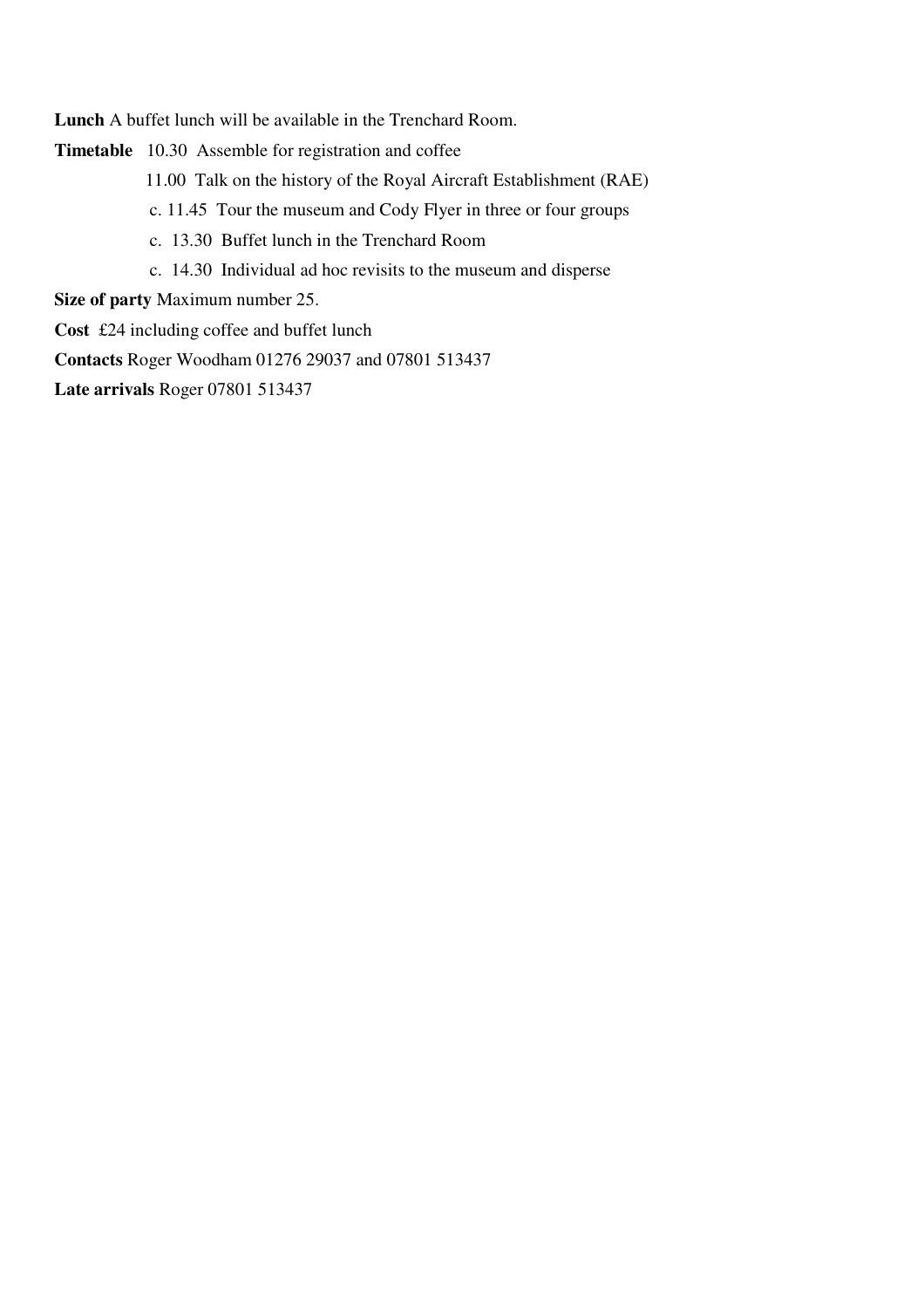**Lunch** A buffet lunch will be available in the Trenchard Room.

**Timetable** 10.30 Assemble for registration and coffee

11.00 Talk on the history of the Royal Aircraft Establishment (RAE)

c. 11.45 Tour the museum and Cody Flyer in three or four groups

c. 13.30 Buffet lunch in the Trenchard Room

c. 14.30 Individual ad hoc revisits to the museum and disperse

**Size of party** Maximum number 25.

**Cost** £24 including coffee and buffet lunch

**Contacts** Roger Woodham 01276 29037 and 07801 513437

**Late arrivals** Roger 07801 513437